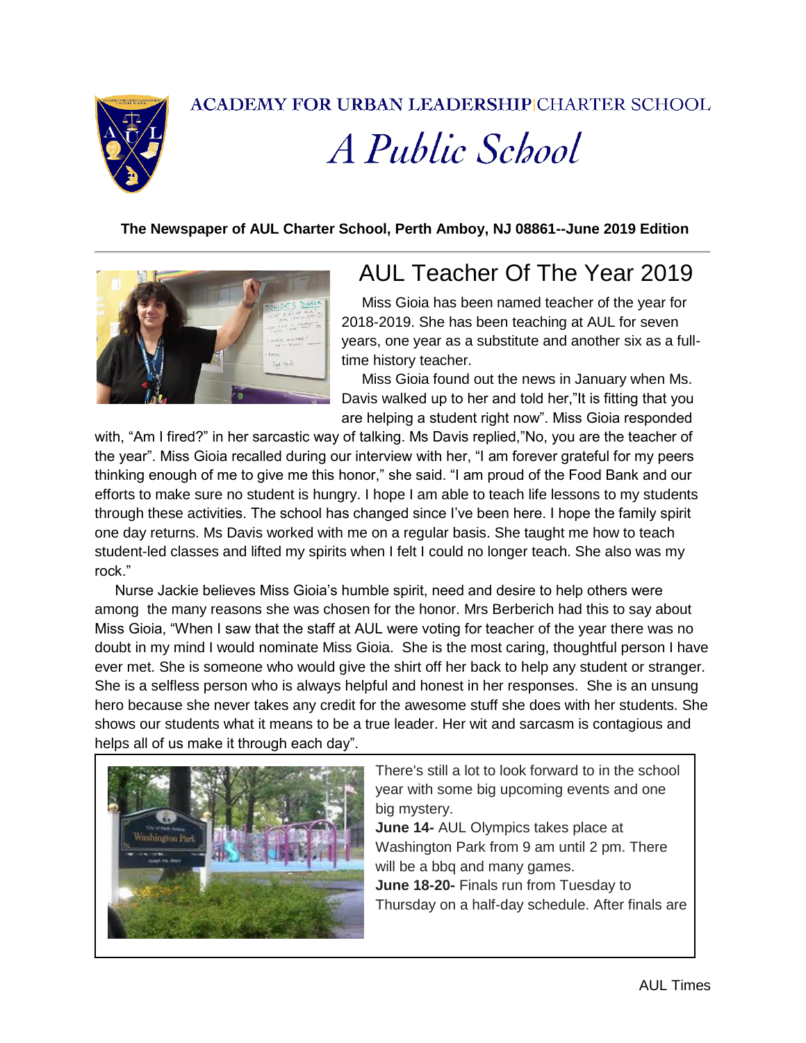ACADEMY FOR URBAN LEADERSHIP|CHARTER SCHOOL

*A Public School*

**The Newspaper of AUL Charter School, Perth Amboy, NJ 08861--June 2019 Edition**

# AUL Teacher Of The Year 2019

Miss Gioia has been named teacher of the year for 2018-2019. She has been teaching at AUL for seven years, one year as a substitute and another six as a full-time history teacher.

Miss Gioia found out the news in January when Ms. Davis walked up to her and told her,"It is fitting that you are helping a student right now". Miss Gioia responded with, "Am I fired?" in her sarcastic way of talking. Ms Davis replied,"No, you are the teacher of the year". Miss Gioia recalled during our interview with her, "I am forever grateful for my peers thinking enough of me to give me this honor," she said. "I am proud of the Food Bank and our efforts to make sure no student is hungry. I hope I am able to teach life lessons to my students through these activities. The school has changed since I've been here. I hope the family spirit one day returns. Ms Davis worked with me on a regular basis. She taught me how to teach student-led classes and lifted my spirits when I felt I could no longer teach. She also was my rock."

Nurse Jackie believes Miss Gioia's humble spirit, need and desire to help others were among the many reasons she was chosen for the honor. Mrs Berberich had this to say about Miss Gioia, "When I saw that the staff at AUL were voting for teacher of the year there was no doubt in my mind I would nominate Miss Gioia. She is the most caring, thoughtful person I have ever met. She is someone who would give the shirt off her back to help any student or stranger. She is a selfless person who is always helpful and honest in her responses. She is an unsung hero because she never takes any credit for the awesome stuff she does with her students. She shows our students what it means to be a true leader. Her wit and sarcasm is contagious and helps all of us make it through each day".

There's still a lot to look forward to in the school year with some big upcoming events and one big mystery.

**June 14-** AUL Olympics takes place at Washington Park from 9 am until 2 pm. There will be a bbq and many games.

**June 18-20-** Finals run from Tuesday to Thursday on a half-day schedule. After finals are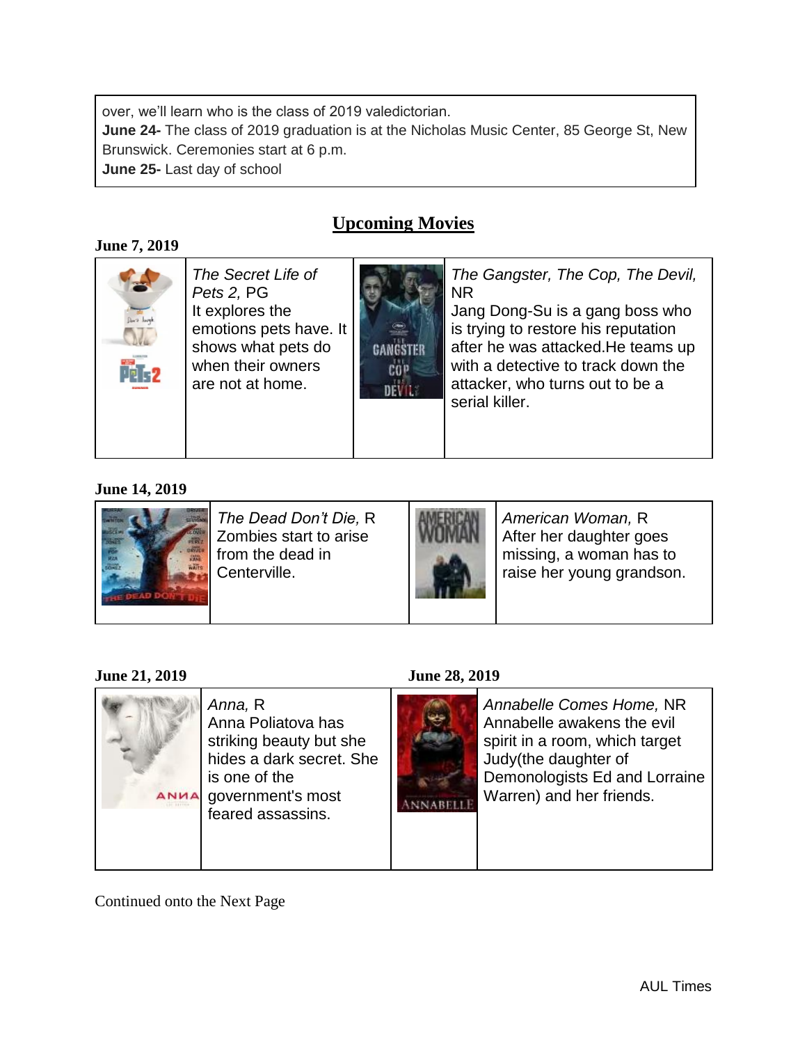over, we'll learn who is the class of 2019 valedictorian.
**June 24-** The class of 2019 graduation is at the Nicholas Music Center, 85 George St, New Brunswick. Ceremonies start at 6 p.m.
**June 25-** Last day of school

## Upcoming Movies

**June 7, 2019**

| | | | |
|---|---|---|---|
| | *The Secret Life of Pets 2,* PG<br>It explores the emotions pets have. It shows what pets do when their owners are not at home. | | *The Gangster, The Cop, The Devil,* NR<br>Jang Dong-Su is a gang boss who is trying to restore his reputation after he was attacked.He teams up with a detective to track down the attacker, who turns out to be a serial killer. |

**June 14, 2019**

| | | | |
|---|---|---|---|
| | *The Dead Don't Die,* R<br>Zombies start to arise from the dead in Centerville. | | *American Woman,* R<br>After her daughter goes missing, a woman has to raise her young grandson. |

**June 21, 2019** | **June 28, 2019**

| | | | |
|---|---|---|---|
| | *Anna,* R<br>Anna Poliatova has striking beauty but she hides a dark secret. She is one of the government's most feared assassins. | | *Annabelle Comes Home,* NR<br>Annabelle awakens the evil spirit in a room, which target Judy(the daughter of Demonologists Ed and Lorraine Warren) and her friends. |

Continued onto the Next Page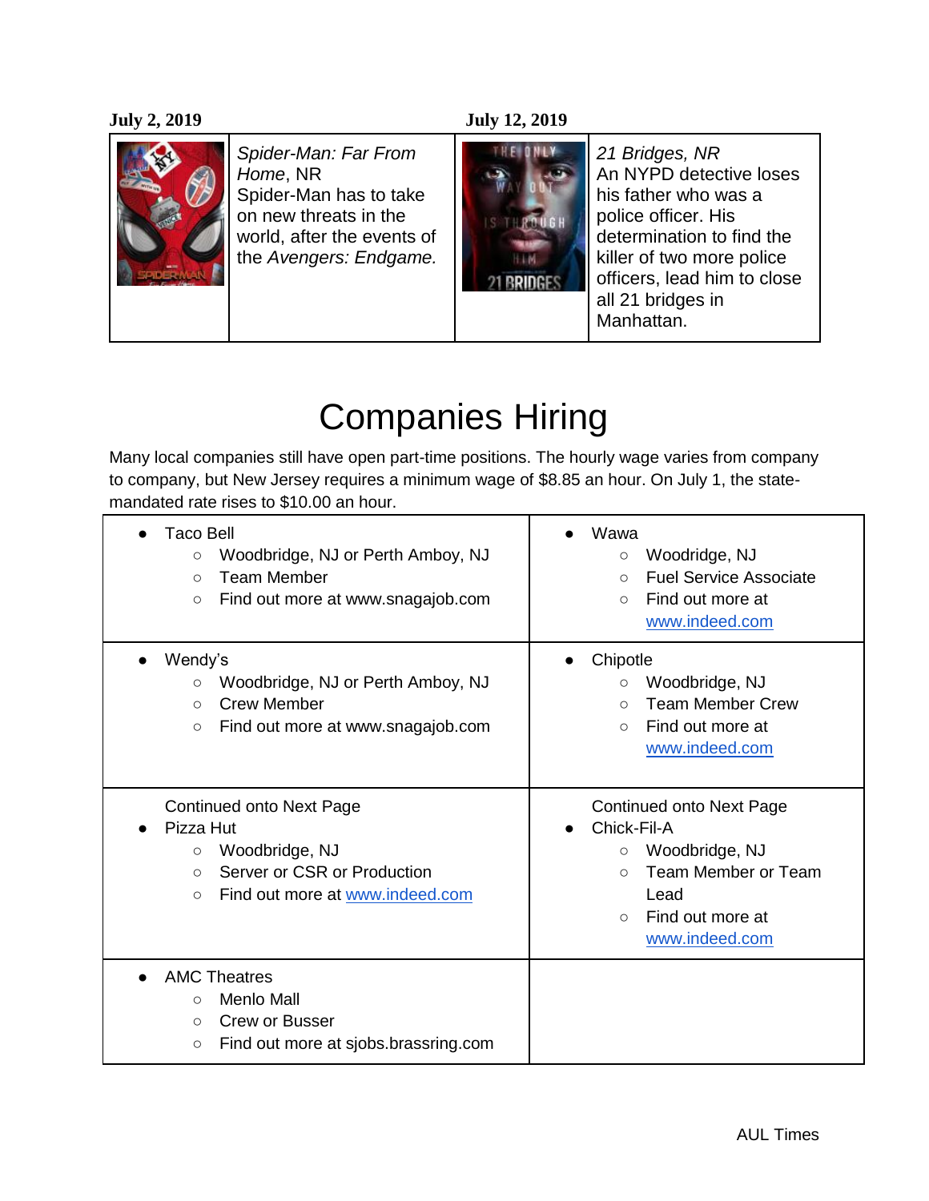**July 2, 2019** **July 12, 2019**

| | | | |
|---|---|---|---|
| | *Spider-Man: Far From Home*, NR<br>Spider-Man has to take on new threats in the world, after the events of the *Avengers: Endgame.* | | *21 Bridges, NR*<br>An NYPD detective loses his father who was a police officer. His determination to find the killer of two more police officers, lead him to close all 21 bridges in Manhattan. |

# Companies Hiring

Many local companies still have open part-time positions. The hourly wage varies from company to company, but New Jersey requires a minimum wage of $8.85 an hour. On July 1, the state-mandated rate rises to $10.00 an hour.

| | |
|---|---|
| • Taco Bell<br>○ Woodbridge, NJ or Perth Amboy, NJ<br>○ Team Member<br>○ Find out more at www.snagajob.com | • Wawa<br>○ Woodridge, NJ<br>○ Fuel Service Associate<br>○ Find out more at www.indeed.com |
| • Wendy's<br>○ Woodbridge, NJ or Perth Amboy, NJ<br>○ Crew Member<br>○ Find out more at www.snagajob.com | • Chipotle<br>○ Woodbridge, NJ<br>○ Team Member Crew<br>○ Find out more at www.indeed.com |
| Continued onto Next Page<br>• Pizza Hut<br>○ Woodbridge, NJ<br>○ Server or CSR or Production<br>○ Find out more at www.indeed.com | Continued onto Next Page<br>• Chick-Fil-A<br>○ Woodbridge, NJ<br>○ Team Member or Team Lead<br>○ Find out more at www.indeed.com |
| • AMC Theatres<br>○ Menlo Mall<br>○ Crew or Busser<br>○ Find out more at sjobs.brassring.com | |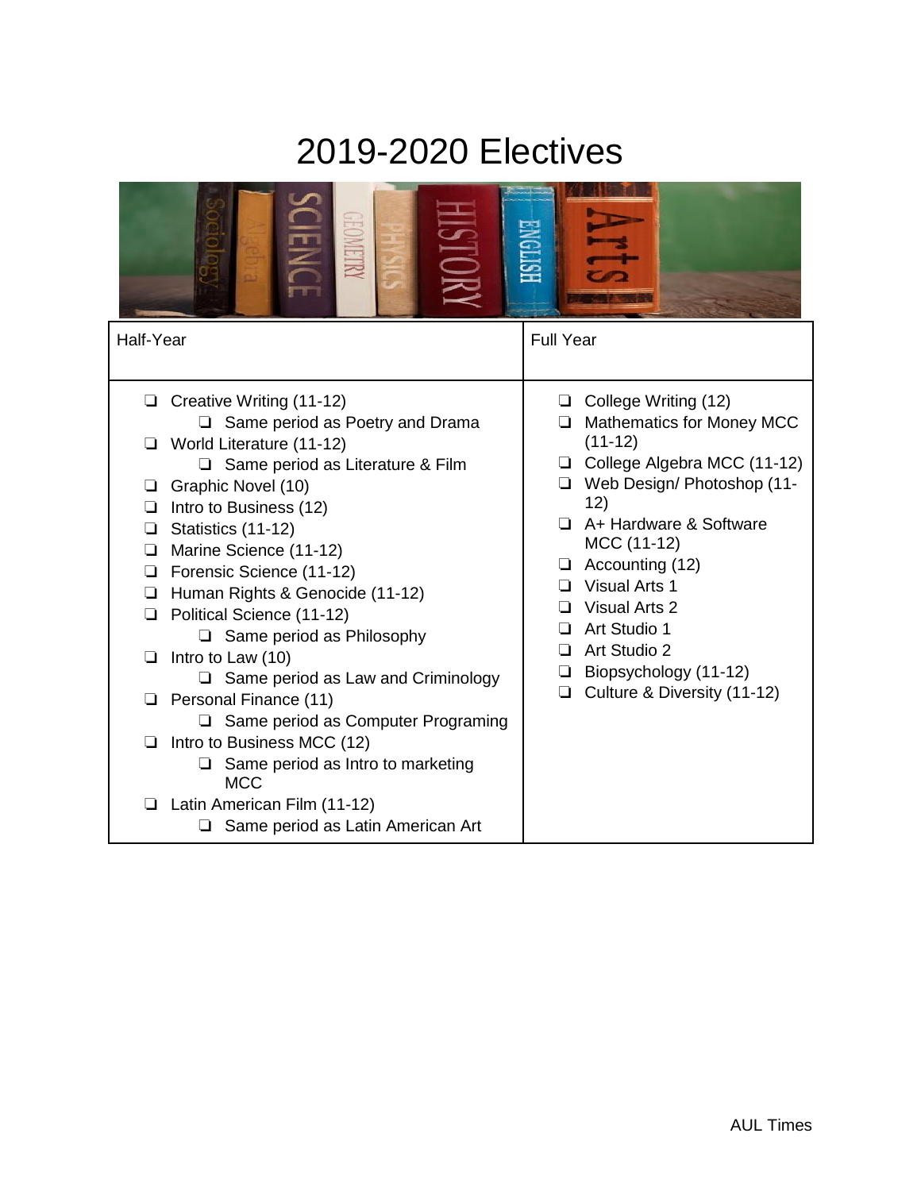# 2019-2020 Electives

| Half-Year | Full Year |
| --- | --- |
| ❏ Creative Writing (11-12)<br>&nbsp;&nbsp;&nbsp;&nbsp;❏ Same period as Poetry and Drama<br>❏ World Literature (11-12)<br>&nbsp;&nbsp;&nbsp;&nbsp;❏ Same period as Literature & Film<br>❏ Graphic Novel (10)<br>❏ Intro to Business (12)<br>❏ Statistics (11-12)<br>❏ Marine Science (11-12)<br>❏ Forensic Science (11-12)<br>❏ Human Rights & Genocide (11-12)<br>❏ Political Science (11-12)<br>&nbsp;&nbsp;&nbsp;&nbsp;❏ Same period as Philosophy<br>❏ Intro to Law (10)<br>&nbsp;&nbsp;&nbsp;&nbsp;❏ Same period as Law and Criminology<br>❏ Personal Finance (11)<br>&nbsp;&nbsp;&nbsp;&nbsp;❏ Same period as Computer Programing<br>❏ Intro to Business MCC (12)<br>&nbsp;&nbsp;&nbsp;&nbsp;❏ Same period as Intro to marketing MCC<br>❏ Latin American Film (11-12)<br>&nbsp;&nbsp;&nbsp;&nbsp;❏ Same period as Latin American Art | ❏ College Writing (12)<br>❏ Mathematics for Money MCC (11-12)<br>❏ College Algebra MCC (11-12)<br>❏ Web Design/ Photoshop (11-12)<br>❏ A+ Hardware & Software MCC (11-12)<br>❏ Accounting (12)<br>❏ Visual Arts 1<br>❏ Visual Arts 2<br>❏ Art Studio 1<br>❏ Art Studio 2<br>❏ Biopsychology (11-12)<br>❏ Culture & Diversity (11-12) |

AUL Times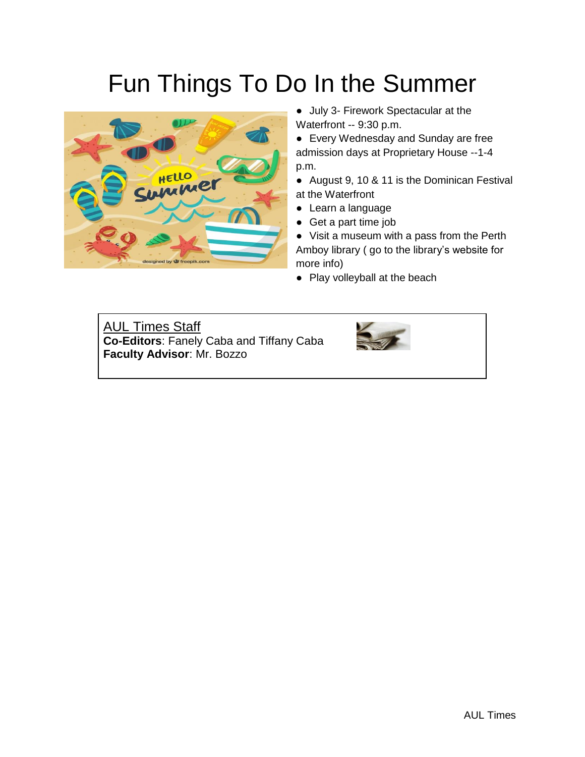# Fun Things To Do In the Summer

- July 3- Firework Spectacular at the Waterfront -- 9:30 p.m.
- Every Wednesday and Sunday are free admission days at Proprietary House --1-4 p.m.
- August 9, 10 & 11 is the Dominican Festival at the Waterfront
- Learn a language
- Get a part time job
- Visit a museum with a pass from the Perth Amboy library ( go to the library's website for more info)
- Play volleyball at the beach

AUL Times Staff
**Co-Editors**: Fanely Caba and Tiffany Caba
**Faculty Advisor**: Mr. Bozzo